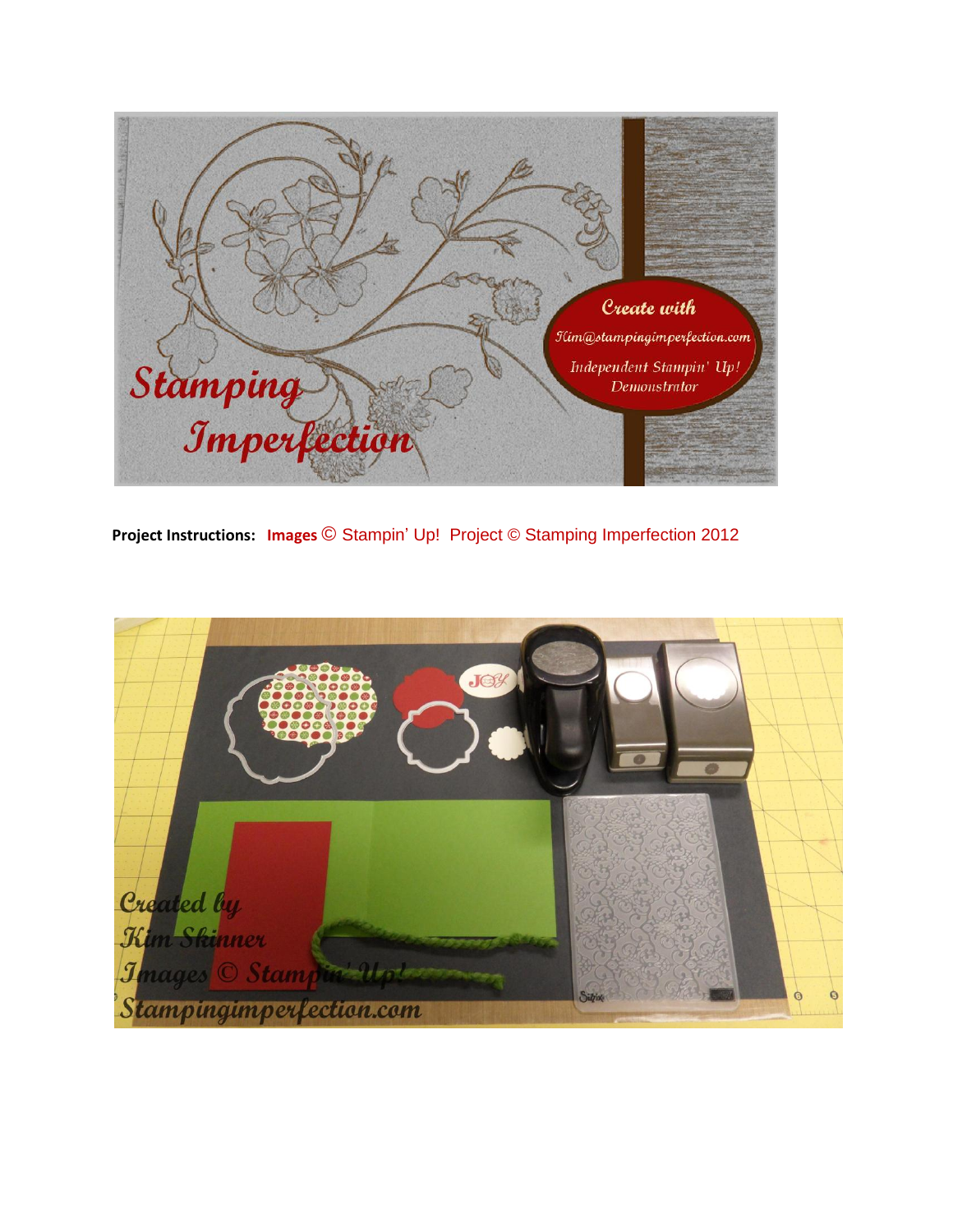**Project Instructions:** **Images** © Stampin' Up! Project © Stamping Imperfection 2012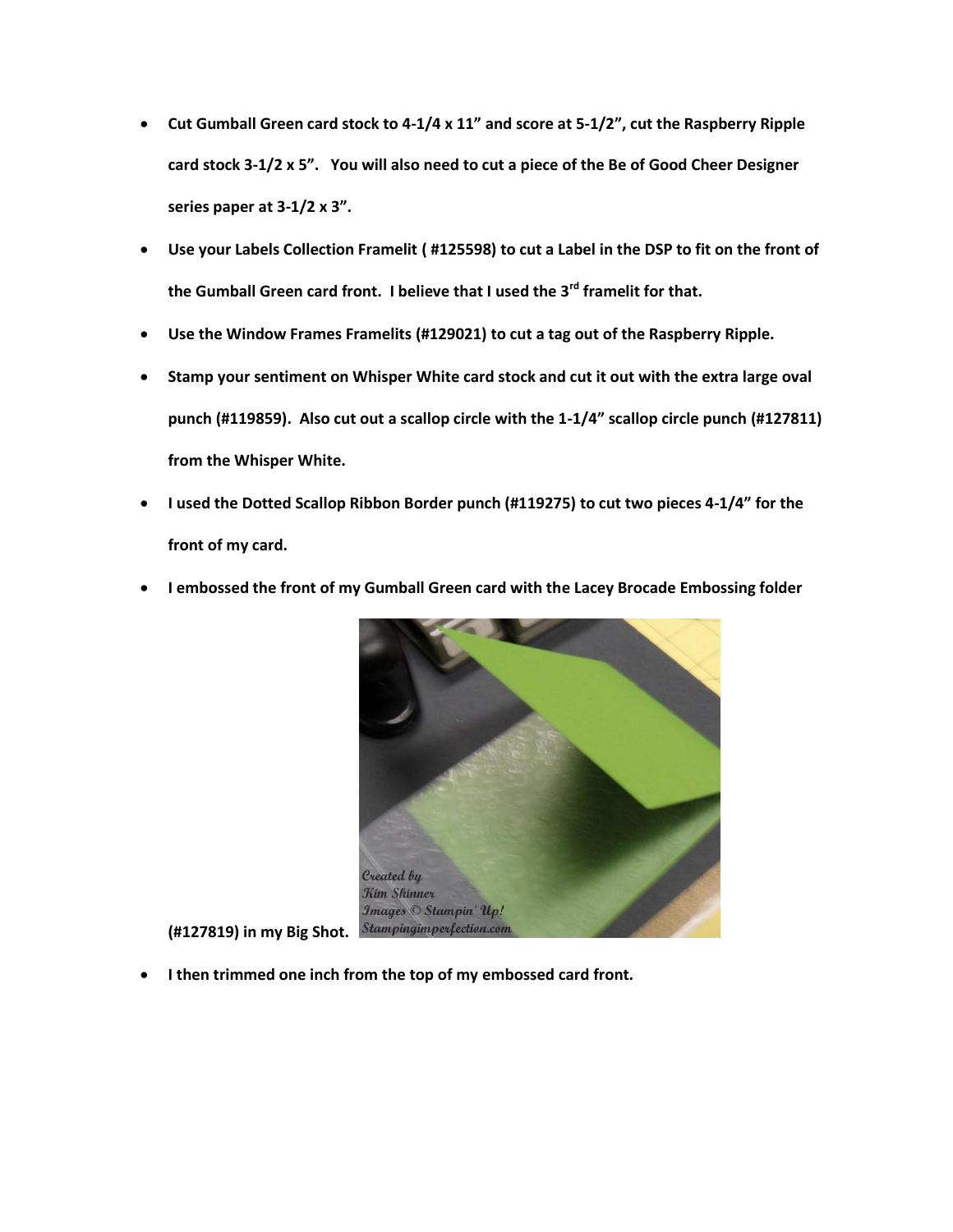- **Cut Gumball Green card stock to 4-1/4 x 11" and score at 5-1/2", cut the Raspberry Ripple card stock 3-1/2 x 5". You will also need to cut a piece of the Be of Good Cheer Designer series paper at 3-1/2 x 3".**
- **Use your Labels Collection Framelit ( #125598) to cut a Label in the DSP to fit on the front of the Gumball Green card front. I believe that I used the 3rd framelit for that.**
- **Use the Window Frames Framelits (#129021) to cut a tag out of the Raspberry Ripple.**
- **Stamp your sentiment on Whisper White card stock and cut it out with the extra large oval punch (#119859). Also cut out a scallop circle with the 1-1/4" scallop circle punch (#127811) from the Whisper White.**
- **I used the Dotted Scallop Ribbon Border punch (#119275) to cut two pieces 4-1/4" for the front of my card.**
- **I embossed the front of my Gumball Green card with the Lacey Brocade Embossing folder (#127819) in my Big Shot.**
- **I then trimmed one inch from the top of my embossed card front.**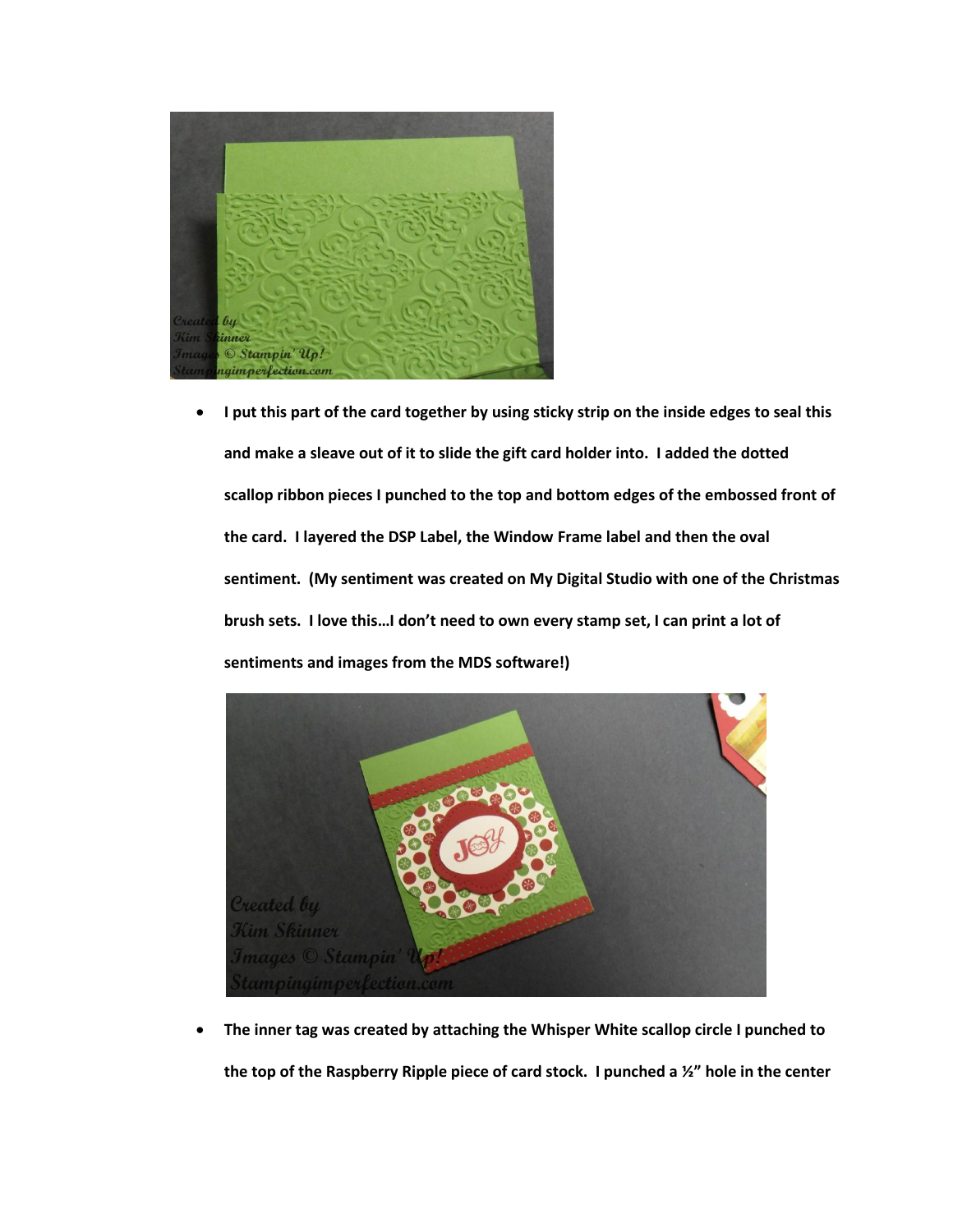- I put this part of the card together by using sticky strip on the inside edges to seal this and make a sleave out of it to slide the gift card holder into. I added the dotted scallop ribbon pieces I punched to the top and bottom edges of the embossed front of the card. I layered the DSP Label, the Window Frame label and then the oval sentiment. (My sentiment was created on My Digital Studio with one of the Christmas brush sets. I love this…I don't need to own every stamp set, I can print a lot of sentiments and images from the MDS software!)

- The inner tag was created by attaching the Whisper White scallop circle I punched to the top of the Raspberry Ripple piece of card stock. I punched a ½" hole in the center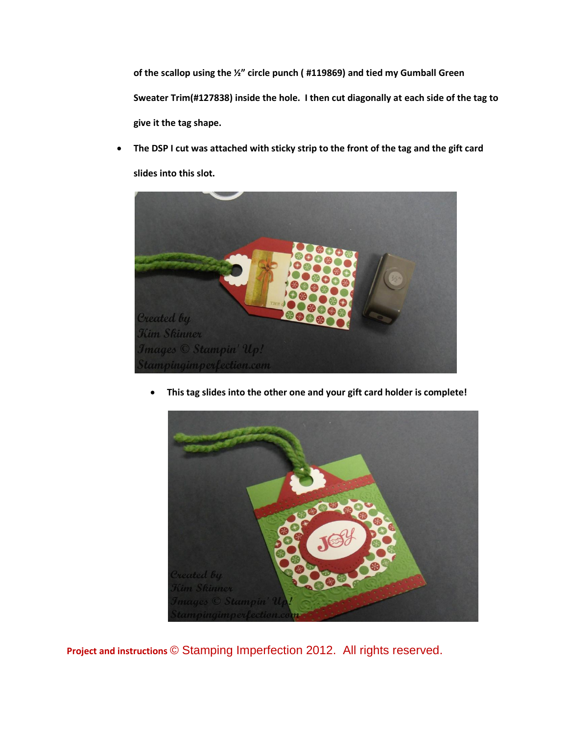**of the scallop using the ½" circle punch ( #119869) and tied my Gumball Green Sweater Trim(#127838) inside the hole. I then cut diagonally at each side of the tag to give it the tag shape.**

- **The DSP I cut was attached with sticky strip to the front of the tag and the gift card slides into this slot.**

- **This tag slides into the other one and your gift card holder is complete!**

**Project and instructions** © Stamping Imperfection 2012. All rights reserved.